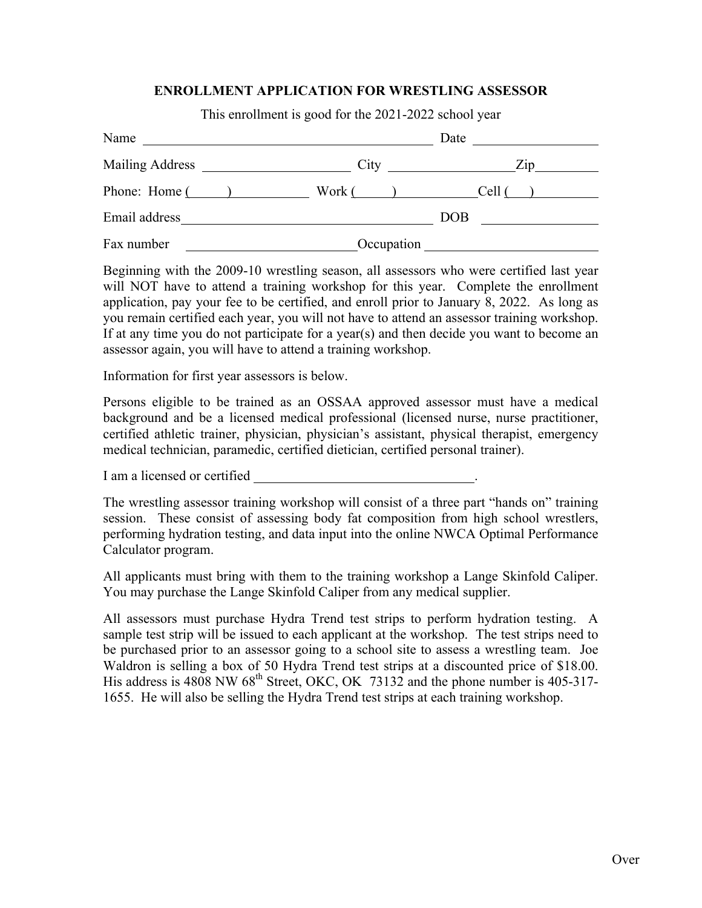## ENROLLMENT APPLICATION FOR WRESTLING ASSESSOR

This enrollment is good for the 2021-2022 school year

Name ____________________________________________ Date __________________

Mailing Address ______________________ City __________________ Zip_________

Phone: Home (\_\_\_\_\_) ___________ Work (\_\_\_\_\_) ___________ Cell (\_\_\_) _________

Email address ____________________________________ DOB _________________

Fax number ________________________ Occupation ________________________

Beginning with the 2009-10 wrestling season, all assessors who were certified last year will NOT have to attend a training workshop for this year. Complete the enrollment application, pay your fee to be certified, and enroll prior to January 8, 2022. As long as you remain certified each year, you will not have to attend an assessor training workshop. If at any time you do not participate for a year(s) and then decide you want to become an assessor again, you will have to attend a training workshop.

Information for first year assessors is below.

Persons eligible to be trained as an OSSAA approved assessor must have a medical background and be a licensed medical professional (licensed nurse, nurse practitioner, certified athletic trainer, physician, physician's assistant, physical therapist, emergency medical technician, paramedic, certified dietician, certified personal trainer).

I am a licensed or certified ________________________________.

The wrestling assessor training workshop will consist of a three part "hands on" training session. These consist of assessing body fat composition from high school wrestlers, performing hydration testing, and data input into the online NWCA Optimal Performance Calculator program.

All applicants must bring with them to the training workshop a Lange Skinfold Caliper. You may purchase the Lange Skinfold Caliper from any medical supplier.

All assessors must purchase Hydra Trend test strips to perform hydration testing. A sample test strip will be issued to each applicant at the workshop. The test strips need to be purchased prior to an assessor going to a school site to assess a wrestling team. Joe Waldron is selling a box of 50 Hydra Trend test strips at a discounted price of $18.00. His address is 4808 NW 68th Street, OKC, OK 73132 and the phone number is 405-317-1655. He will also be selling the Hydra Trend test strips at each training workshop.

Over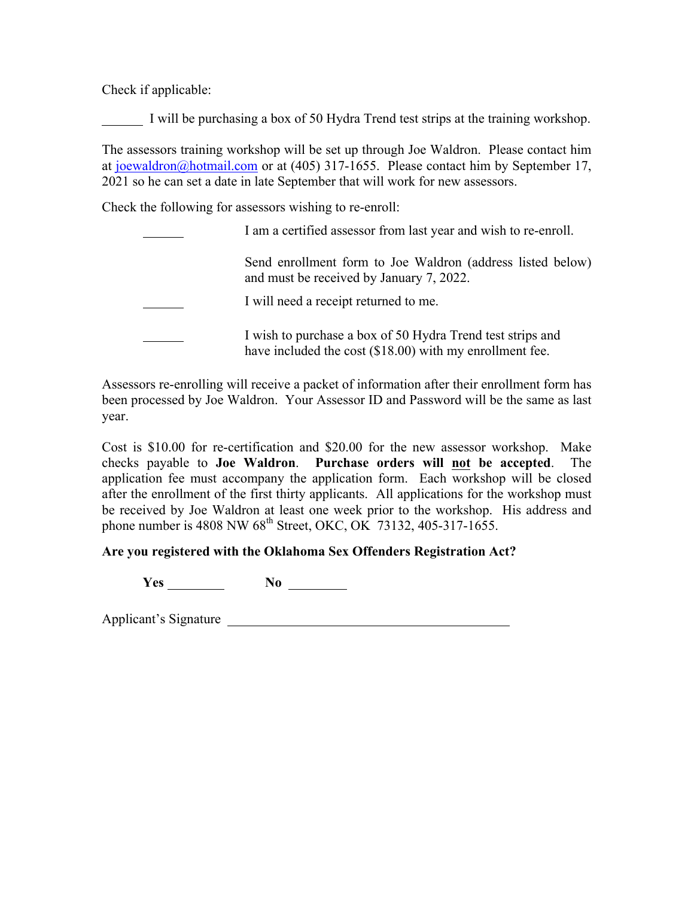Check if applicable:

______ I will be purchasing a box of 50 Hydra Trend test strips at the training workshop.

The assessors training workshop will be set up through Joe Waldron. Please contact him at joewaldron@hotmail.com or at (405) 317-1655. Please contact him by September 17, 2021 so he can set a date in late September that will work for new assessors.

Check the following for assessors wishing to re-enroll:

______ I am a certified assessor from last year and wish to re-enroll.

Send enrollment form to Joe Waldron (address listed below) and must be received by January 7, 2022.

______ I will need a receipt returned to me.

______ I wish to purchase a box of 50 Hydra Trend test strips and have included the cost ($18.00) with my enrollment fee.

Assessors re-enrolling will receive a packet of information after their enrollment form has been processed by Joe Waldron. Your Assessor ID and Password will be the same as last year.

Cost is $10.00 for re-certification and $20.00 for the new assessor workshop. Make checks payable to **Joe Waldron**. **Purchase orders will <u>not</u> be accepted**. The application fee must accompany the application form. Each workshop will be closed after the enrollment of the first thirty applicants. All applications for the workshop must be received by Joe Waldron at least one week prior to the workshop. His address and phone number is 4808 NW 68th Street, OKC, OK 73132, 405-317-1655.

**Are you registered with the Oklahoma Sex Offenders Registration Act?**

**Yes** ________ **No** ________

Applicant's Signature ________________________________________